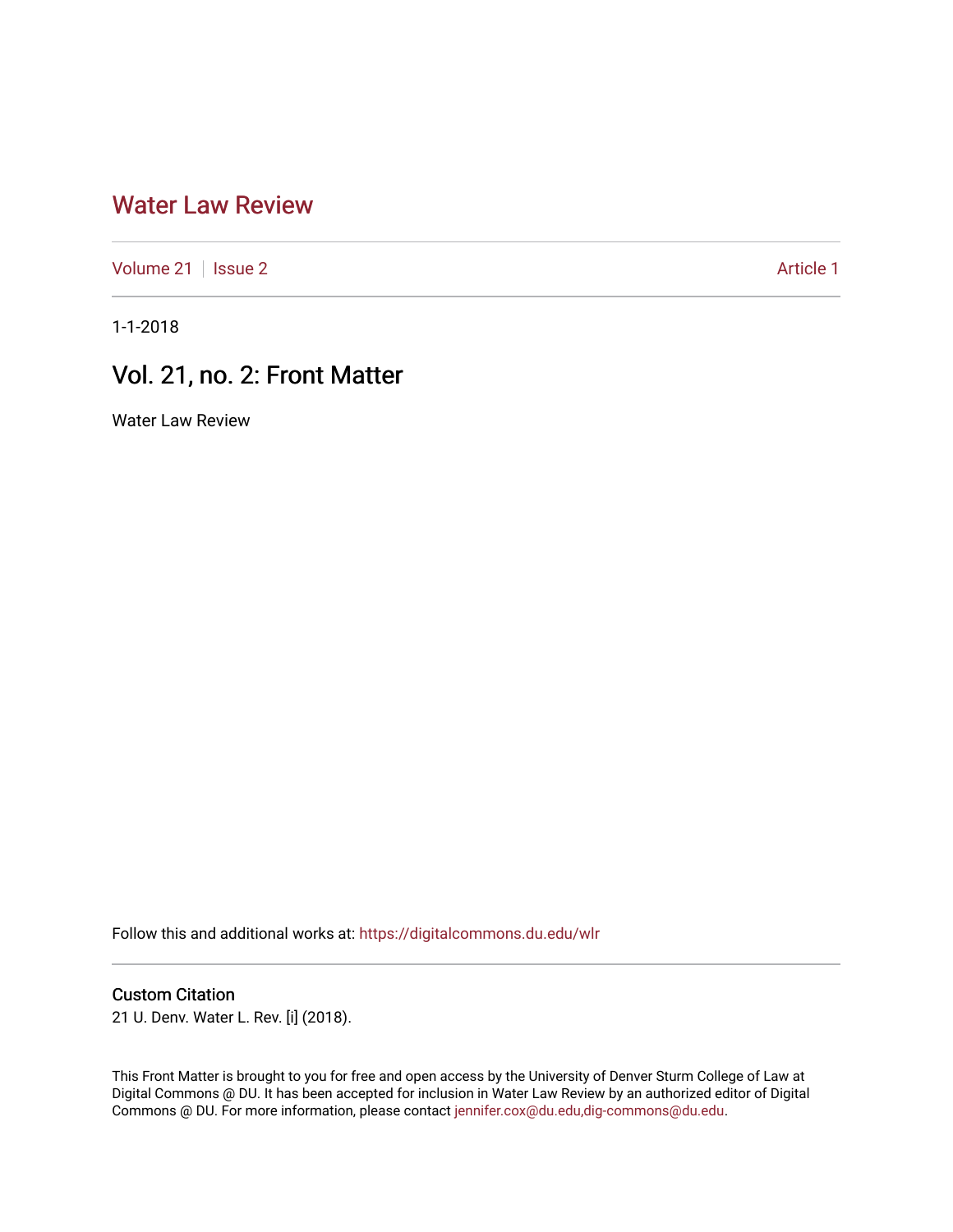# Water Law Review

Volume 21 | Issue 2 Article 1

1-1-2018

## Vol. 21, no. 2: Front Matter

Water Law Review

Follow this and additional works at: https://digitalcommons.du.edu/wlr

### Custom Citation

21 U. Denv. Water L. Rev. [i] (2018).

This Front Matter is brought to you for free and open access by the University of Denver Sturm College of Law at Digital Commons @ DU. It has been accepted for inclusion in Water Law Review by an authorized editor of Digital Commons @ DU. For more information, please contact jennifer.cox@du.edu,dig-commons@du.edu.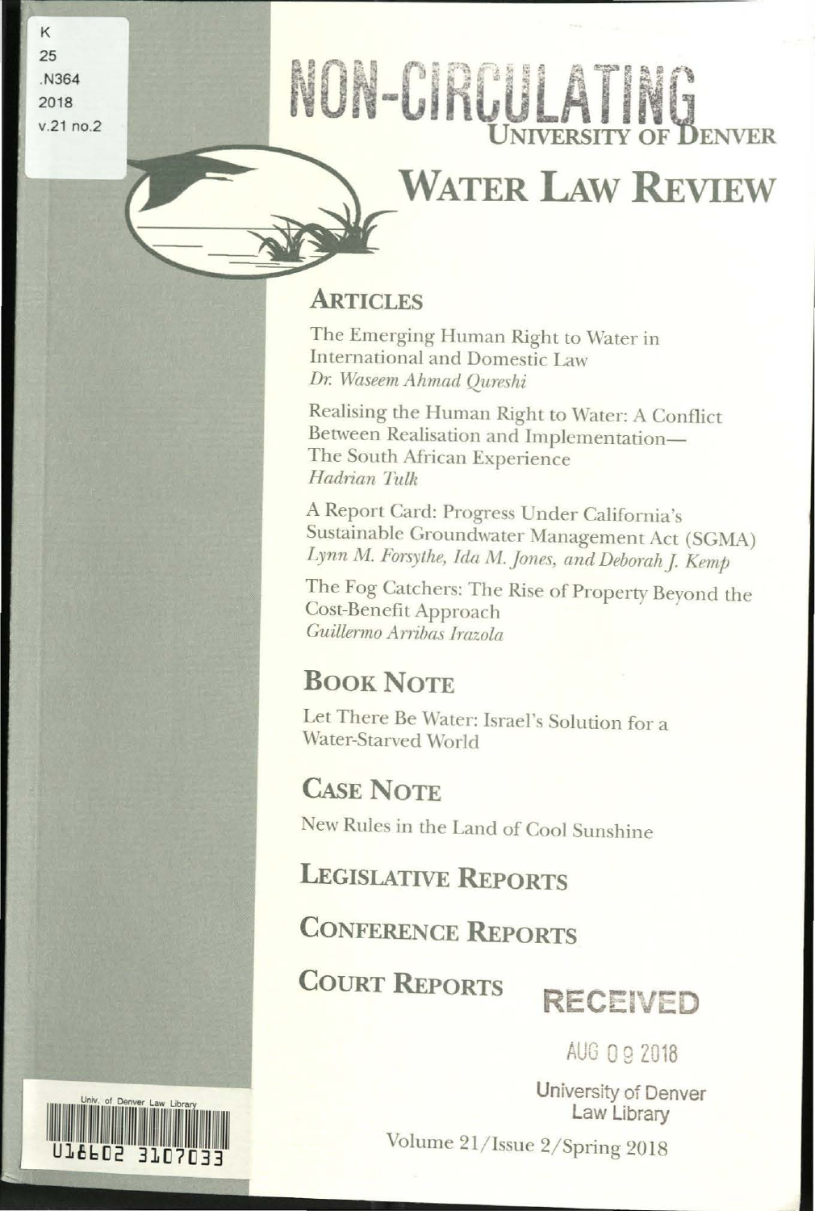K
25
.N364
2018
v.21 no.2

NON-CIRCULATING

# University of Denver Water Law Review

## Articles

The Emerging Human Right to Water in International and Domestic Law
*Dr. Waseem Ahmad Qureshi*

Realising the Human Right to Water: A Conflict Between Realisation and Implementation—The South African Experience
*Hadrian Tulk*

A Report Card: Progress Under California's Sustainable Groundwater Management Act (SGMA)
*Lynn M. Forsythe, Ida M. Jones, and Deborah J. Kemp*

The Fog Catchers: The Rise of Property Beyond the Cost-Benefit Approach
*Guillermo Arribas Irazola*

## Book Note

Let There Be Water: Israel's Solution for a Water-Starved World

## Case Note

New Rules in the Land of Cool Sunshine

## Legislative Reports

## Conference Reports

## Court Reports

RECEIVED

AUG 09 2018

University of Denver
Law Library

Univ. of Denver Law Library
U18602 3107033

Volume 21/Issue 2/Spring 2018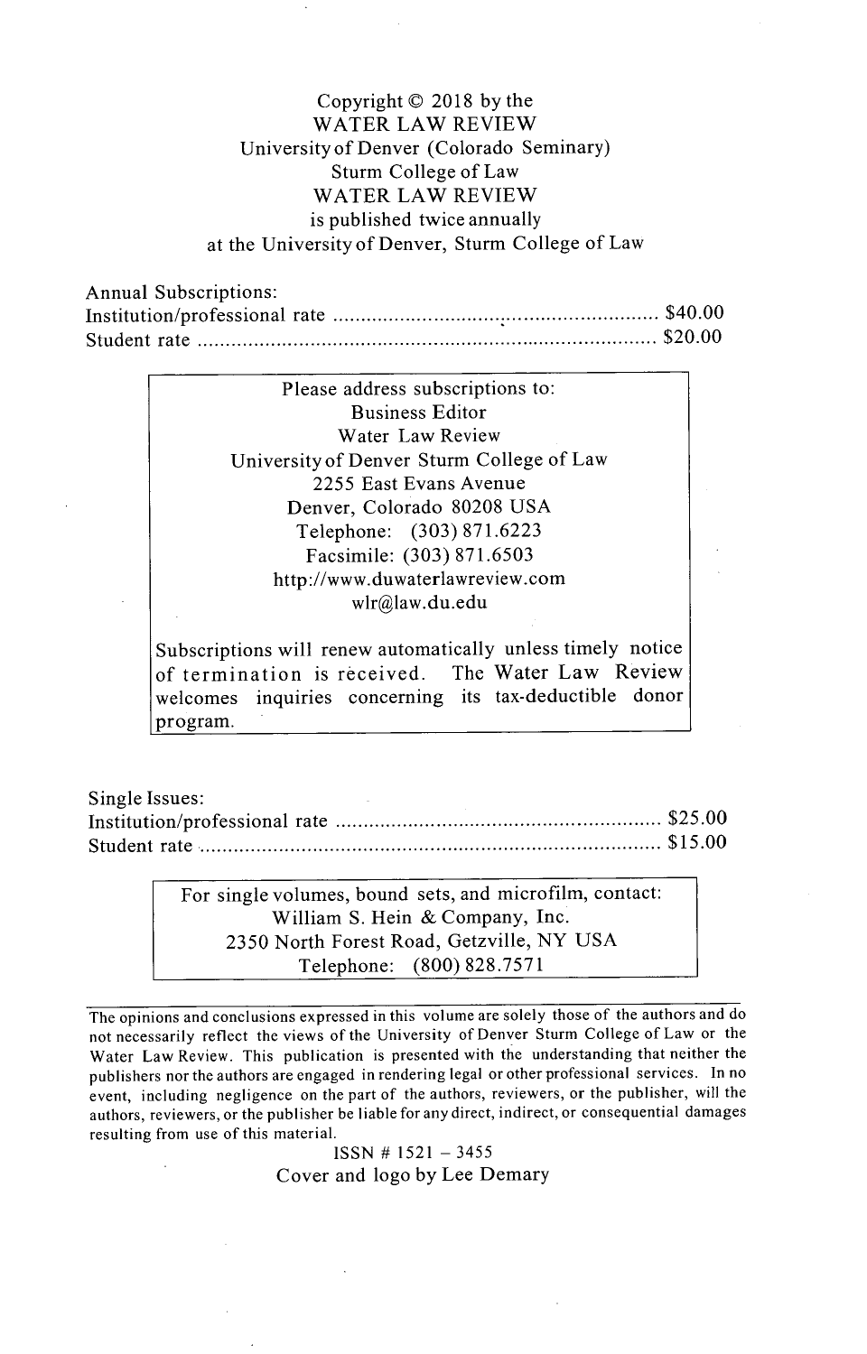Copyright © 2018 by the
WATER LAW REVIEW
University of Denver (Colorado Seminary)
Sturm College of Law
WATER LAW REVIEW
is published twice annually
at the University of Denver, Sturm College of Law

Annual Subscriptions:

| | |
|---|---|
| Institution/professional rate | $40.00 |
| Student rate | $20.00 |

Please address subscriptions to:
Business Editor
Water Law Review
University of Denver Sturm College of Law
2255 East Evans Avenue
Denver, Colorado 80208 USA
Telephone: (303) 871.6223
Facsimile: (303) 871.6503
http://www.duwaterlawreview.com
wlr@law.du.edu

Subscriptions will renew automatically unless timely notice of termination is received. The Water Law Review welcomes inquiries concerning its tax-deductible donor program.

Single Issues:

| | |
|---|---|
| Institution/professional rate | $25.00 |
| Student rate | $15.00 |

For single volumes, bound sets, and microfilm, contact:
William S. Hein & Company, Inc.
2350 North Forest Road, Getzville, NY USA
Telephone: (800) 828.7571

The opinions and conclusions expressed in this volume are solely those of the authors and do not necessarily reflect the views of the University of Denver Sturm College of Law or the Water Law Review. This publication is presented with the understanding that neither the publishers nor the authors are engaged in rendering legal or other professional services. In no event, including negligence on the part of the authors, reviewers, or the publisher, will the authors, reviewers, or the publisher be liable for any direct, indirect, or consequential damages resulting from use of this material.

ISSN # 1521 – 3455
Cover and logo by Lee Demary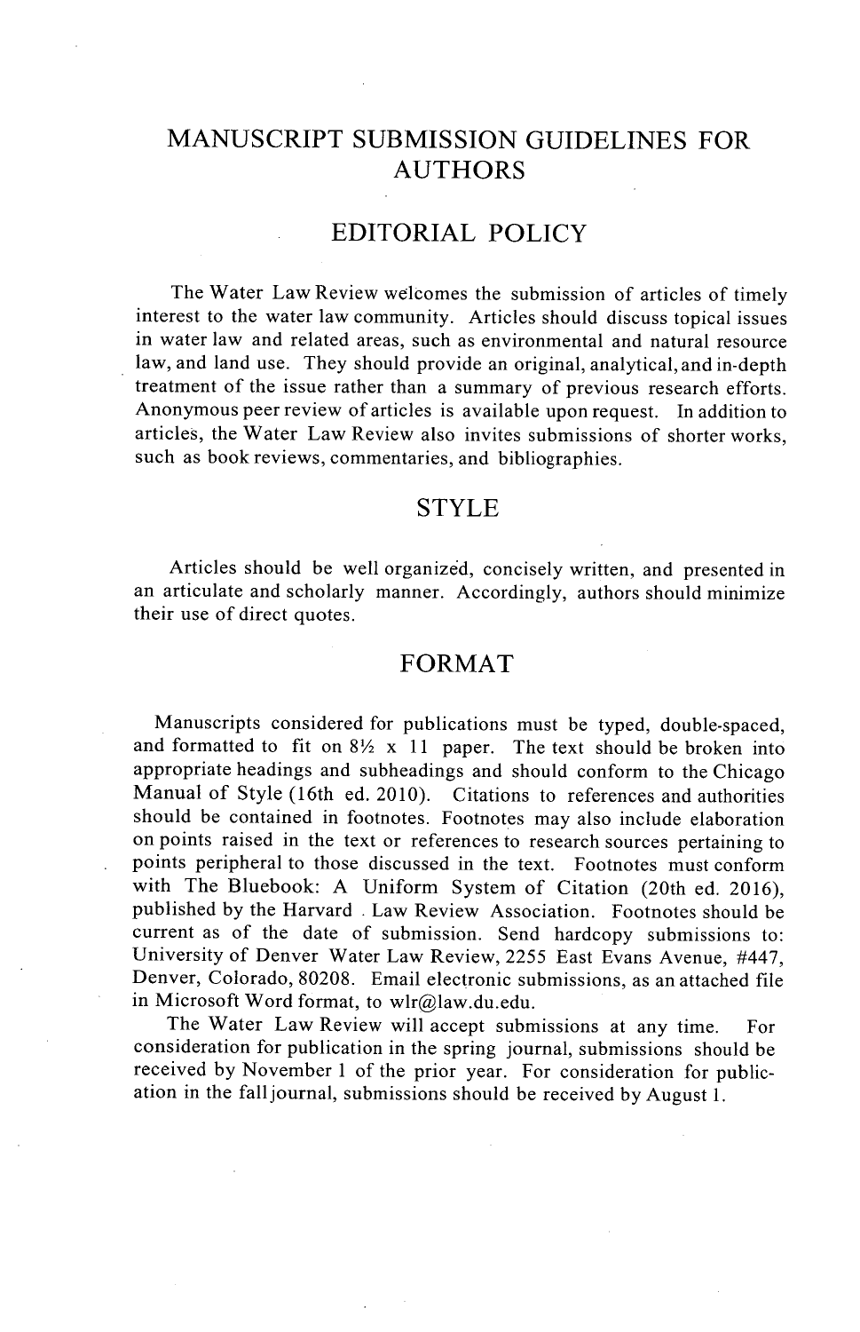# MANUSCRIPT SUBMISSION GUIDELINES FOR AUTHORS

## EDITORIAL POLICY

The Water Law Review welcomes the submission of articles of timely interest to the water law community. Articles should discuss topical issues in water law and related areas, such as environmental and natural resource law, and land use. They should provide an original, analytical, and in-depth treatment of the issue rather than a summary of previous research efforts. Anonymous peer review of articles is available upon request. In addition to articles, the Water Law Review also invites submissions of shorter works, such as book reviews, commentaries, and bibliographies.

## STYLE

Articles should be well organized, concisely written, and presented in an articulate and scholarly manner. Accordingly, authors should minimize their use of direct quotes.

## FORMAT

Manuscripts considered for publications must be typed, double-spaced, and formatted to fit on 8½ x 11 paper. The text should be broken into appropriate headings and subheadings and should conform to the Chicago Manual of Style (16th ed. 2010). Citations to references and authorities should be contained in footnotes. Footnotes may also include elaboration on points raised in the text or references to research sources pertaining to points peripheral to those discussed in the text. Footnotes must conform with The Bluebook: A Uniform System of Citation (20th ed. 2016), published by the Harvard Law Review Association. Footnotes should be current as of the date of submission. Send hardcopy submissions to: University of Denver Water Law Review, 2255 East Evans Avenue, #447, Denver, Colorado, 80208. Email electronic submissions, as an attached file in Microsoft Word format, to wlr@law.du.edu.

The Water Law Review will accept submissions at any time. For consideration for publication in the spring journal, submissions should be received by November 1 of the prior year. For consideration for publication in the fall journal, submissions should be received by August 1.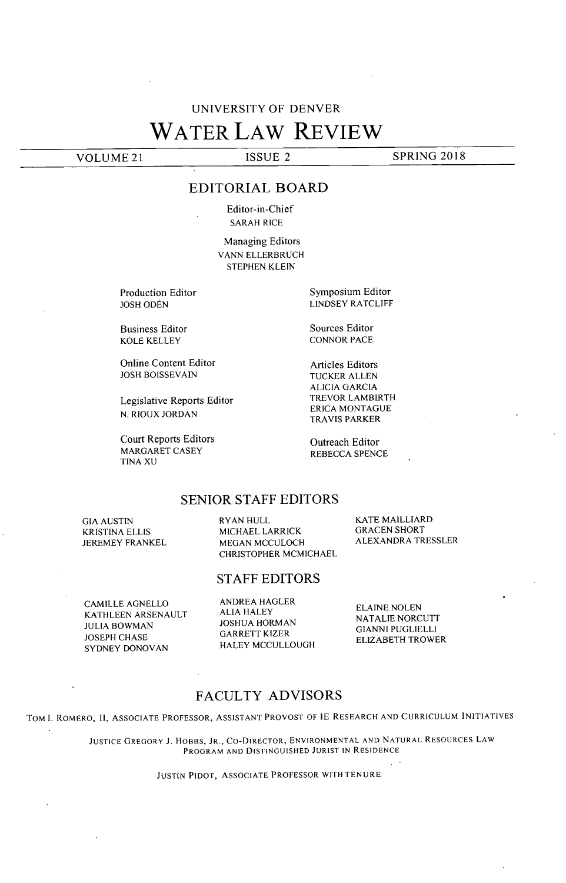UNIVERSITY OF DENVER

# WATER LAW REVIEW

VOLUME 21 | ISSUE 2 | SPRING 2018

## EDITORIAL BOARD

Editor-in-Chief
SARAH RICE

Managing Editors
VANN ELLERBRUCH
STEPHEN KLEIN

Production Editor
JOSH ODÉN

Business Editor
KOLE KELLEY

Online Content Editor
JOSH BOISSEVAIN

Legislative Reports Editor
N. RIOUX JORDAN

Court Reports Editors
MARGARET CASEY
TINA XU

Symposium Editor
LINDSEY RATCLIFF

Sources Editor
CONNOR PACE

Articles Editors
TUCKER ALLEN
ALICIA GARCIA
TREVOR LAMBIRTH
ERICA MONTAGUE
TRAVIS PARKER

Outreach Editor
REBECCA SPENCE

## SENIOR STAFF EDITORS

GIA AUSTIN
KRISTINA ELLIS
JEREMEY FRANKEL
RYAN HULL
MICHAEL LARRICK
MEGAN MCCULOCH
CHRISTOPHER MCMICHAEL
KATE MAILLIARD
GRACEN SHORT
ALEXANDRA TRESSLER

## STAFF EDITORS

CAMILLE AGNELLO
KATHLEEN ARSENAULT
JULIA BOWMAN
JOSEPH CHASE
SYDNEY DONOVAN
ANDREA HAGLER
ALIA HALEY
JOSHUA HORMAN
GARRETT KIZER
HALEY MCCULLOUGH
ELAINE NOLEN
NATALIE NORCUTT
GIANNI PUGLIELLI
ELIZABETH TROWER

## FACULTY ADVISORS

TOM I. ROMERO, II, ASSOCIATE PROFESSOR, ASSISTANT PROVOST OF IE RESEARCH AND CURRICULUM INITIATIVES

JUSTICE GREGORY J. HOBBS, JR., CO-DIRECTOR, ENVIRONMENTAL AND NATURAL RESOURCES LAW PROGRAM AND DISTINGUISHED JURIST IN RESIDENCE

JUSTIN PIDOT, ASSOCIATE PROFESSOR WITH TENURE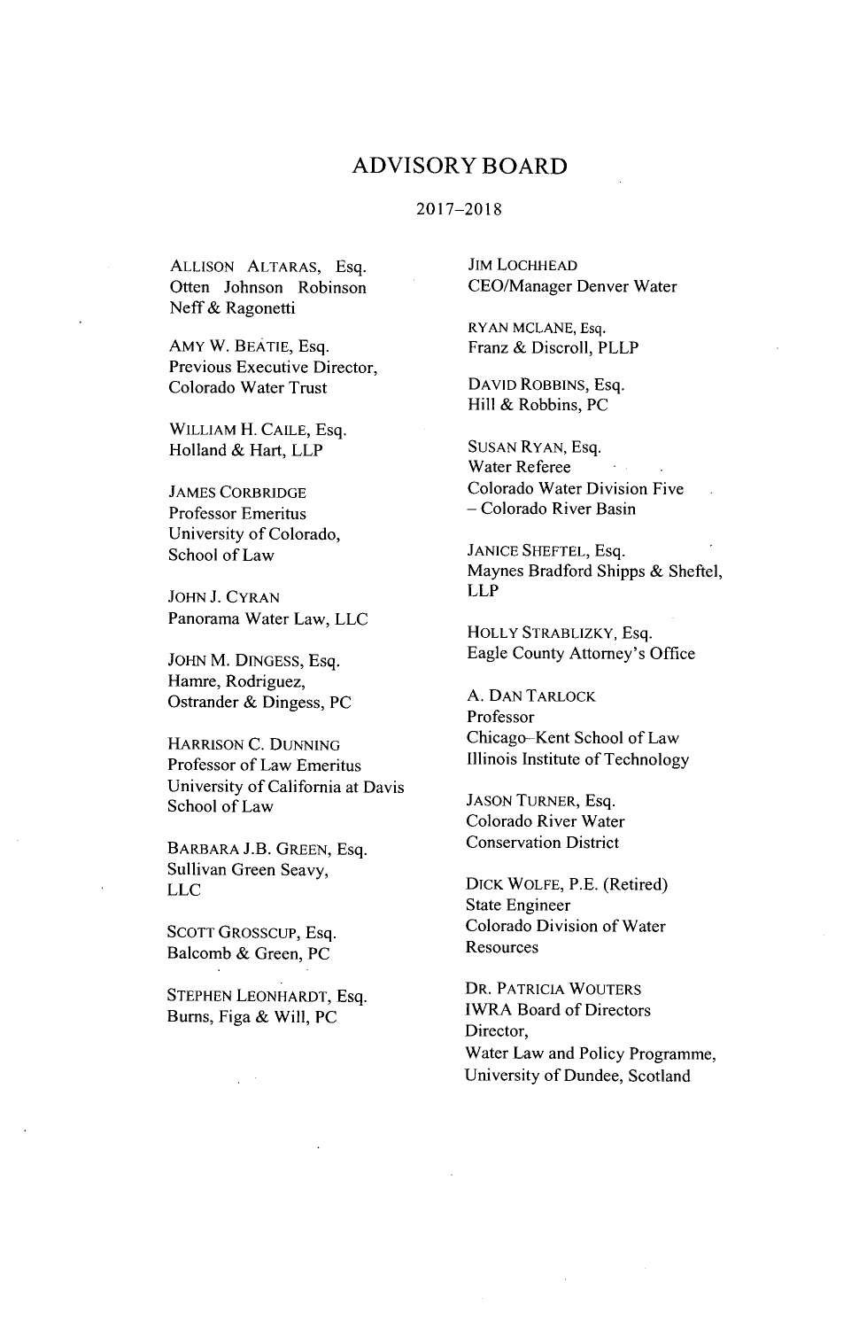# ADVISORY BOARD

2017–2018

ALLISON ALTARAS, Esq.
Otten Johnson Robinson
Neff & Ragonetti

AMY W. BEATIE, Esq.
Previous Executive Director,
Colorado Water Trust

WILLIAM H. CAILE, Esq.
Holland & Hart, LLP

JAMES CORBRIDGE
Professor Emeritus
University of Colorado,
School of Law

JOHN J. CYRAN
Panorama Water Law, LLC

JOHN M. DINGESS, Esq.
Hamre, Rodriguez,
Ostrander & Dingess, PC

HARRISON C. DUNNING
Professor of Law Emeritus
University of California at Davis
School of Law

BARBARA J.B. GREEN, Esq.
Sullivan Green Seavy,
LLC

SCOTT GROSSCUP, Esq.
Balcomb & Green, PC

STEPHEN LEONHARDT, Esq.
Burns, Figa & Will, PC

JIM LOCHHEAD
CEO/Manager Denver Water

RYAN MCLANE, Esq.
Franz & Discroll, PLLP

DAVID ROBBINS, Esq.
Hill & Robbins, PC

SUSAN RYAN, Esq.
Water Referee
Colorado Water Division Five
– Colorado River Basin

JANICE SHEFTEL, Esq.
Maynes Bradford Shipps & Sheftel,
LLP

HOLLY STRABLIZKY, Esq.
Eagle County Attorney's Office

A. DAN TARLOCK
Professor
Chicago–Kent School of Law
Illinois Institute of Technology

JASON TURNER, Esq.
Colorado River Water
Conservation District

DICK WOLFE, P.E. (Retired)
State Engineer
Colorado Division of Water
Resources

DR. PATRICIA WOUTERS
IWRA Board of Directors
Director,
Water Law and Policy Programme,
University of Dundee, Scotland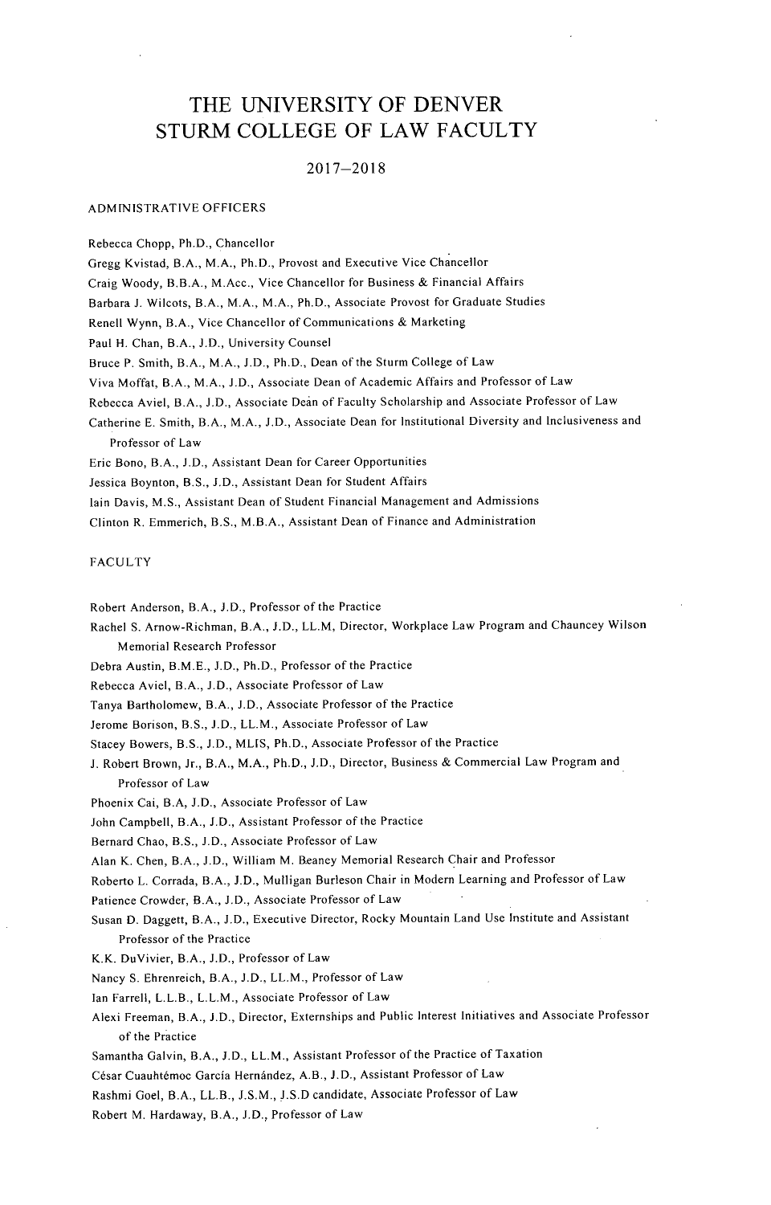# THE UNIVERSITY OF DENVER STURM COLLEGE OF LAW FACULTY

## 2017–2018

### ADMINISTRATIVE OFFICERS

Rebecca Chopp, Ph.D., Chancellor
Gregg Kvistad, B.A., M.A., Ph.D., Provost and Executive Vice Chancellor
Craig Woody, B.B.A., M.Acc., Vice Chancellor for Business & Financial Affairs
Barbara J. Wilcots, B.A., M.A., M.A., Ph.D., Associate Provost for Graduate Studies
Renell Wynn, B.A., Vice Chancellor of Communications & Marketing
Paul H. Chan, B.A., J.D., University Counsel
Bruce P. Smith, B.A., M.A., J.D., Ph.D., Dean of the Sturm College of Law
Viva Moffat, B.A., M.A., J.D., Associate Dean of Academic Affairs and Professor of Law
Rebecca Aviel, B.A., J.D., Associate Dean of Faculty Scholarship and Associate Professor of Law
Catherine E. Smith, B.A., M.A., J.D., Associate Dean for Institutional Diversity and Inclusiveness and Professor of Law
Eric Bono, B.A., J.D., Assistant Dean for Career Opportunities
Jessica Boynton, B.S., J.D., Assistant Dean for Student Affairs
Iain Davis, M.S., Assistant Dean of Student Financial Management and Admissions
Clinton R. Emmerich, B.S., M.B.A., Assistant Dean of Finance and Administration

### FACULTY

Robert Anderson, B.A., J.D., Professor of the Practice
Rachel S. Arnow-Richman, B.A., J.D., LL.M, Director, Workplace Law Program and Chauncey Wilson Memorial Research Professor
Debra Austin, B.M.E., J.D., Ph.D., Professor of the Practice
Rebecca Aviel, B.A., J.D., Associate Professor of Law
Tanya Bartholomew, B.A., J.D., Associate Professor of the Practice
Jerome Borison, B.S., J.D., LL.M., Associate Professor of Law
Stacey Bowers, B.S., J.D., MLIS, Ph.D., Associate Professor of the Practice
J. Robert Brown, Jr., B.A., M.A., Ph.D., J.D., Director, Business & Commercial Law Program and Professor of Law
Phoenix Cai, B.A, J.D., Associate Professor of Law
John Campbell, B.A., J.D., Assistant Professor of the Practice
Bernard Chao, B.S., J.D., Associate Professor of Law
Alan K. Chen, B.A., J.D., William M. Beaney Memorial Research Chair and Professor
Roberto L. Corrada, B.A., J.D., Mulligan Burleson Chair in Modern Learning and Professor of Law
Patience Crowder, B.A., J.D., Associate Professor of Law
Susan D. Daggett, B.A., J.D., Executive Director, Rocky Mountain Land Use Institute and Assistant Professor of the Practice
K.K. DuVivier, B.A., J.D., Professor of Law
Nancy S. Ehrenreich, B.A., J.D., LL.M., Professor of Law
Ian Farrell, L.L.B., L.L.M., Associate Professor of Law
Alexi Freeman, B.A., J.D., Director, Externships and Public Interest Initiatives and Associate Professor of the Practice
Samantha Galvin, B.A., J.D., LL.M., Assistant Professor of the Practice of Taxation
César Cuauhtémoc García Hernández, A.B., J.D., Assistant Professor of Law
Rashmi Goel, B.A., LL.B., J.S.M., J.S.D candidate, Associate Professor of Law
Robert M. Hardaway, B.A., J.D., Professor of Law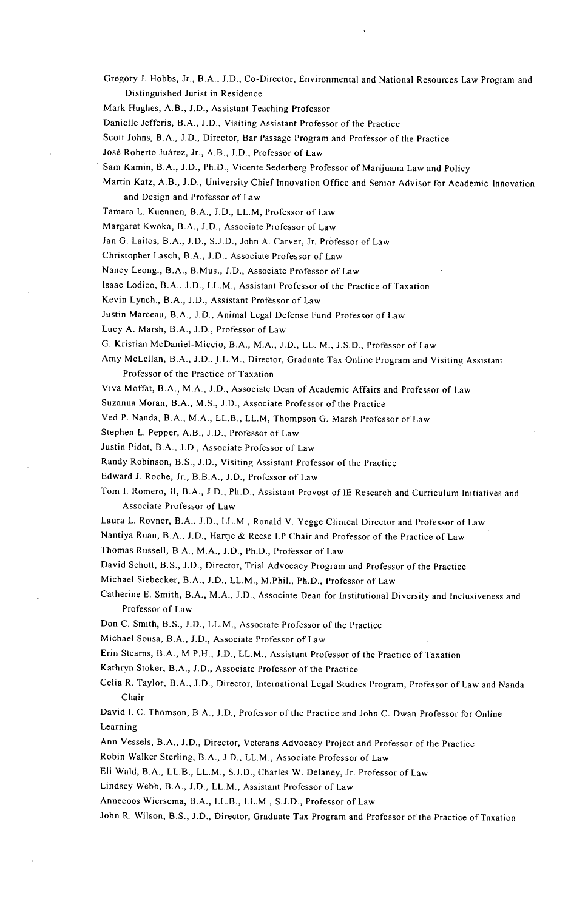Gregory J. Hobbs, Jr., B.A., J.D., Co-Director, Environmental and National Resources Law Program and Distinguished Jurist in Residence

Mark Hughes, A.B., J.D., Assistant Teaching Professor

Danielle Jefferis, B.A., J.D., Visiting Assistant Professor of the Practice

Scott Johns, B.A., J.D., Director, Bar Passage Program and Professor of the Practice

José Roberto Juárez, Jr., A.B., J.D., Professor of Law

Sam Kamin, B.A., J.D., Ph.D., Vicente Sederberg Professor of Marijuana Law and Policy

Martin Katz, A.B., J.D., University Chief Innovation Office and Senior Advisor for Academic Innovation and Design and Professor of Law

Tamara L. Kuennen, B.A., J.D., LL.M, Professor of Law

Margaret Kwoka, B.A., J.D., Associate Professor of Law

Jan G. Laitos, B.A., J.D., S.J.D., John A. Carver, Jr. Professor of Law

Christopher Lasch, B.A., J.D., Associate Professor of Law

Nancy Leong., B.A., B.Mus., J.D., Associate Professor of Law

Isaac Lodico, B.A., J.D., LL.M., Assistant Professor of the Practice of Taxation

Kevin Lynch., B.A., J.D., Assistant Professor of Law

Justin Marceau, B.A., J.D., Animal Legal Defense Fund Professor of Law

Lucy A. Marsh, B.A., J.D., Professor of Law

G. Kristian McDaniel-Miccio, B.A., M.A., J.D., LL. M., J.S.D., Professor of Law

Amy McLellan, B.A., J.D., LL.M., Director, Graduate Tax Online Program and Visiting Assistant Professor of the Practice of Taxation

Viva Moffat, B.A., M.A., J.D., Associate Dean of Academic Affairs and Professor of Law

Suzanna Moran, B.A., M.S., J.D., Associate Professor of the Practice

Ved P. Nanda, B.A., M.A., LL.B., LL.M, Thompson G. Marsh Professor of Law

Stephen L. Pepper, A.B., J.D., Professor of Law

Justin Pidot, B.A., J.D., Associate Professor of Law

Randy Robinson, B.S., J.D., Visiting Assistant Professor of the Practice

Edward J. Roche, Jr., B.B.A., J.D., Professor of Law

Tom I. Romero, II, B.A., J.D., Ph.D., Assistant Provost of IE Research and Curriculum Initiatives and Associate Professor of Law

Laura L. Rovner, B.A., J.D., LL.M., Ronald V. Yegge Clinical Director and Professor of Law

Nantiya Ruan, B.A., J.D., Hartje & Reese LP Chair and Professor of the Practice of Law

Thomas Russell, B.A., M.A., J.D., Ph.D., Professor of Law

David Schott, B.S., J.D., Director, Trial Advocacy Program and Professor of the Practice

Michael Siebecker, B.A., J.D., LL.M., M.Phil., Ph.D., Professor of Law

Catherine E. Smith, B.A., M.A., J.D., Associate Dean for Institutional Diversity and Inclusiveness and Professor of Law

Don C. Smith, B.S., J.D., LL.M., Associate Professor of the Practice

Michael Sousa, B.A., J.D., Associate Professor of Law

Erin Stearns, B.A., M.P.H., J.D., LL.M., Assistant Professor of the Practice of Taxation

Kathryn Stoker, B.A., J.D., Associate Professor of the Practice

Celia R. Taylor, B.A., J.D., Director, International Legal Studies Program, Professor of Law and Nanda Chair

David I. C. Thomson, B.A., J.D., Professor of the Practice and John C. Dwan Professor for Online Learning

Ann Vessels, B.A., J.D., Director, Veterans Advocacy Project and Professor of the Practice

Robin Walker Sterling, B.A., J.D., LL.M., Associate Professor of Law

Eli Wald, B.A., LL.B., LL.M., S.J.D., Charles W. Delaney, Jr. Professor of Law

Lindsey Webb, B.A., J.D., LL.M., Assistant Professor of Law

Annecoos Wiersema, B.A., LL.B., LL.M., S.J.D., Professor of Law

John R. Wilson, B.S., J.D., Director, Graduate Tax Program and Professor of the Practice of Taxation